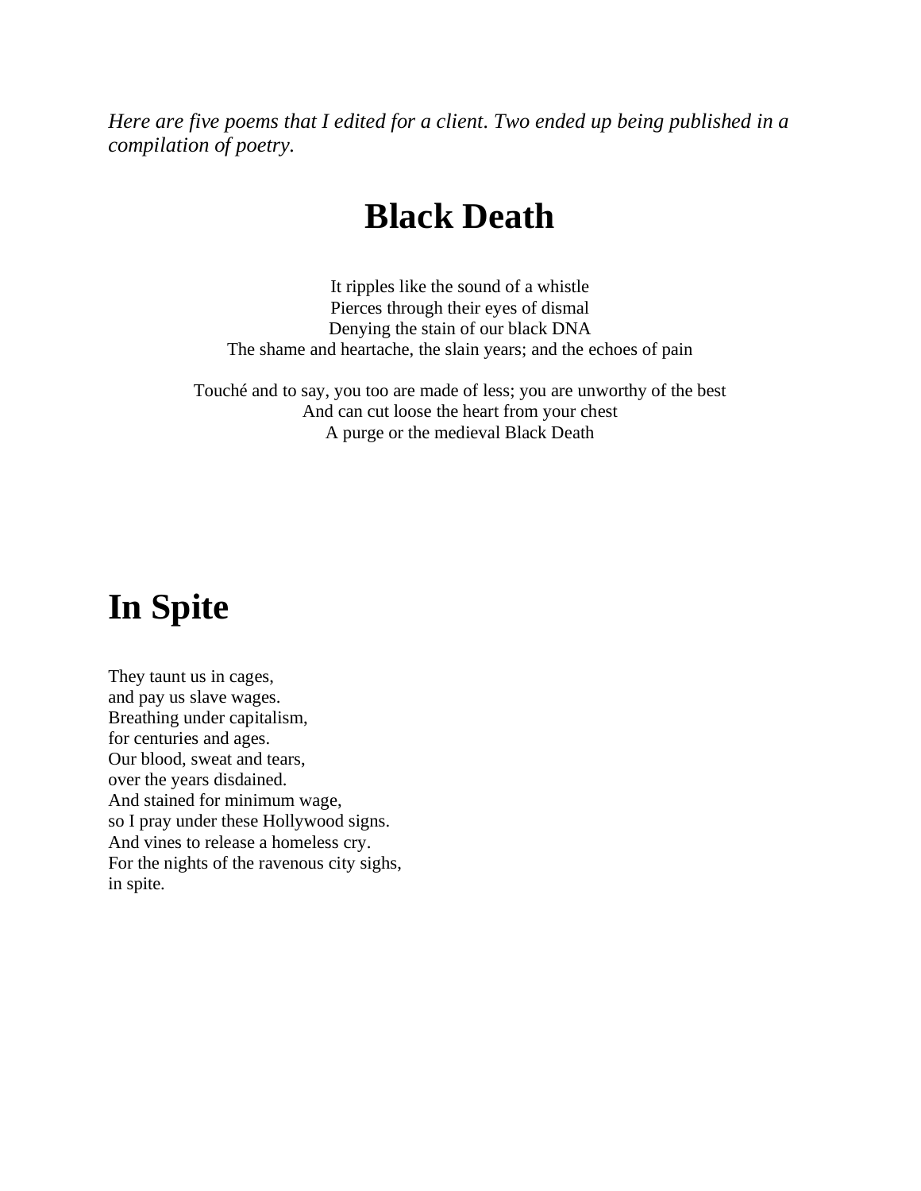*Here are five poems that I edited for a client. Two ended up being published in a compilation of poetry.*

# Black Death

It ripples like the sound of a whistle
Pierces through their eyes of dismal
Denying the stain of our black DNA
The shame and heartache, the slain years; and the echoes of pain

Touché and to say, you too are made of less; you are unworthy of the best
And can cut loose the heart from your chest
A purge or the medieval Black Death

# In Spite

They taunt us in cages,
and pay us slave wages.
Breathing under capitalism,
for centuries and ages.
Our blood, sweat and tears,
over the years disdained.
And stained for minimum wage,
so I pray under these Hollywood signs.
And vines to release a homeless cry.
For the nights of the ravenous city sighs,
in spite.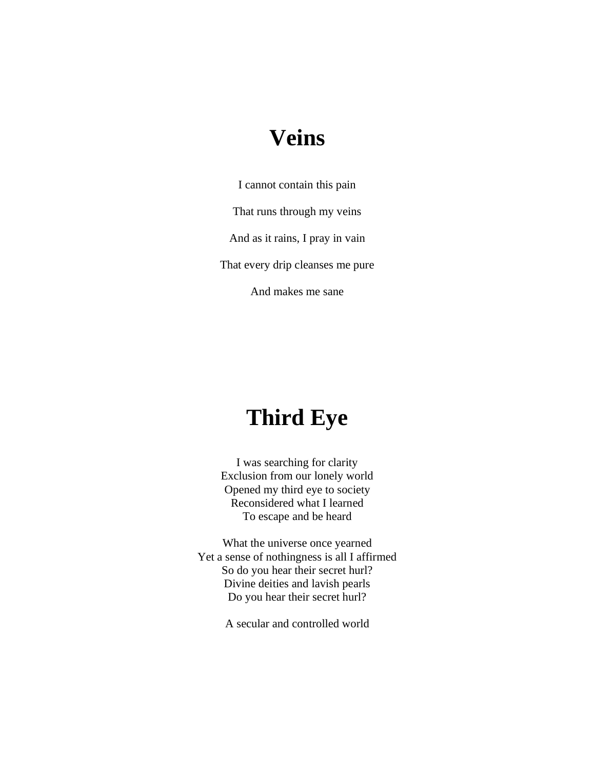# Veins

I cannot contain this pain

That runs through my veins

And as it rains, I pray in vain

That every drip cleanses me pure

And makes me sane

# Third Eye

I was searching for clarity  
Exclusion from our lonely world  
Opened my third eye to society  
Reconsidered what I learned  
To escape and be heard

What the universe once yearned  
Yet a sense of nothingness is all I affirmed  
So do you hear their secret hurl?  
Divine deities and lavish pearls  
Do you hear their secret hurl?

A secular and controlled world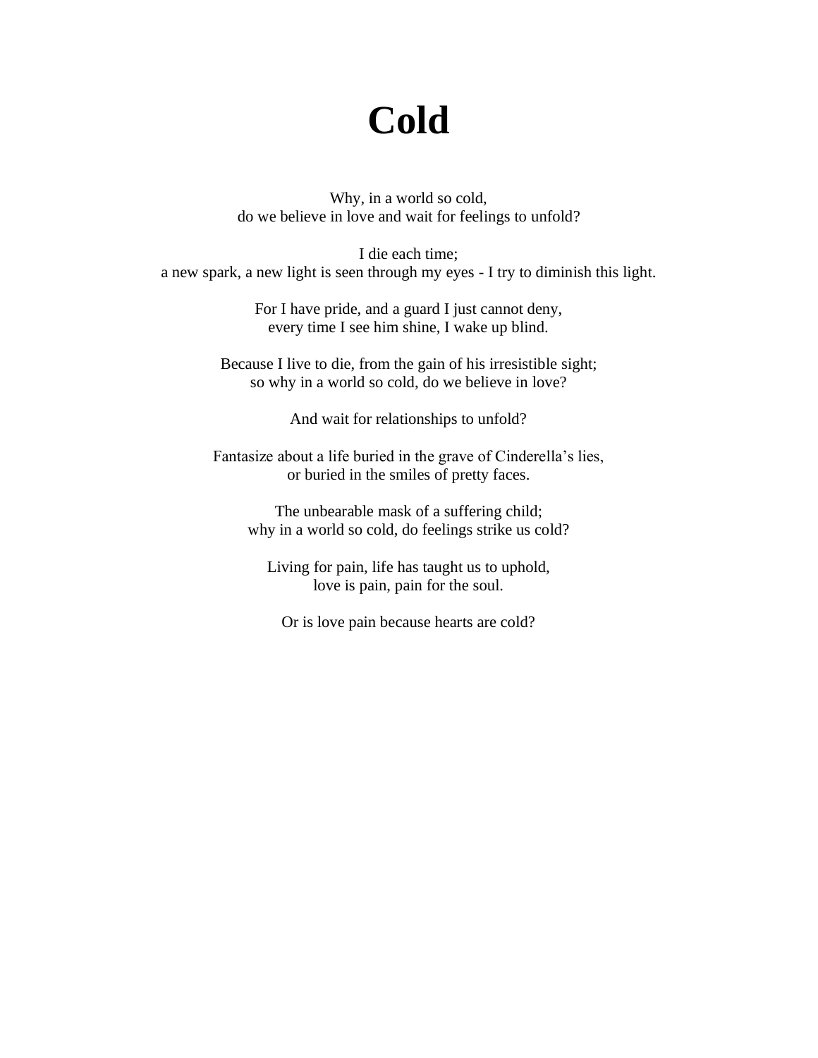# Cold

Why, in a world so cold,
do we believe in love and wait for feelings to unfold?

I die each time;
a new spark, a new light is seen through my eyes - I try to diminish this light.

For I have pride, and a guard I just cannot deny,
every time I see him shine, I wake up blind.

Because I live to die, from the gain of his irresistible sight;
so why in a world so cold, do we believe in love?

And wait for relationships to unfold?

Fantasize about a life buried in the grave of Cinderella's lies,
or buried in the smiles of pretty faces.

The unbearable mask of a suffering child;
why in a world so cold, do feelings strike us cold?

Living for pain, life has taught us to uphold,
love is pain, pain for the soul.

Or is love pain because hearts are cold?